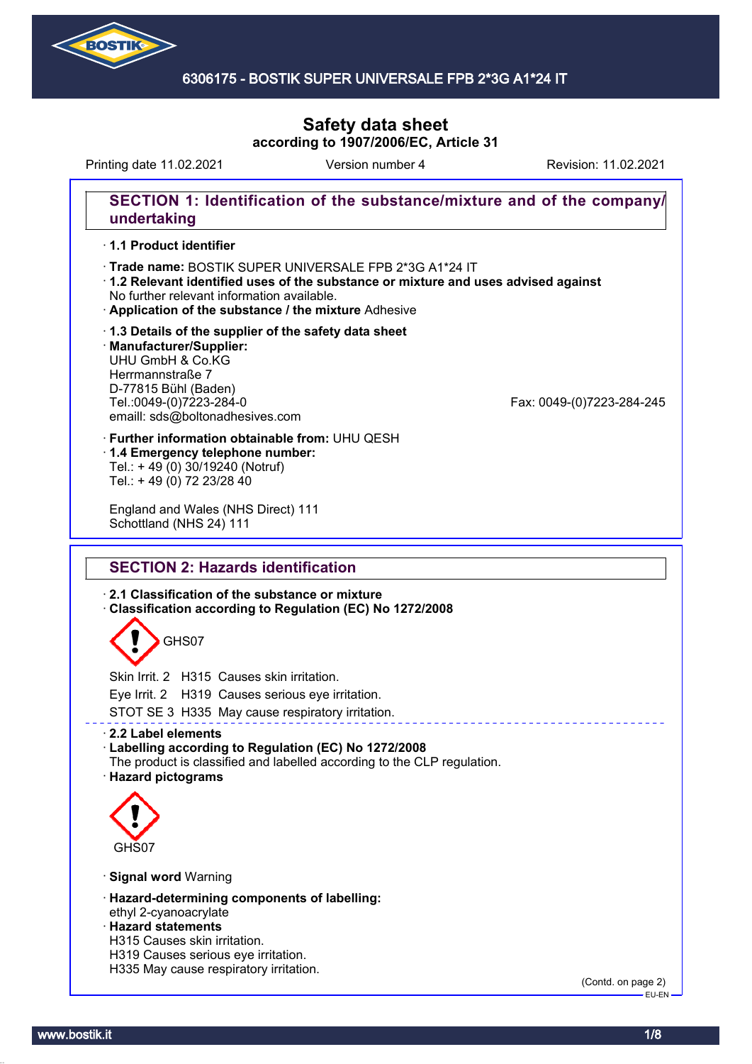# Safety data sheet
## according to 1907/2006/EC, Article 31

Printing date 11.02.2021 | Version number 4 | Revision: 11.02.2021

## SECTION 1: Identification of the substance/mixture and of the company/undertaking

- **1.1 Product identifier**
- **Trade name:** BOSTIK SUPER UNIVERSALE FPB 2*3G A1*24 IT
- **1.2 Relevant identified uses of the substance or mixture and uses advised against**
  No further relevant information available.
- **Application of the substance / the mixture** Adhesive
- **1.3 Details of the supplier of the safety data sheet**
- **Manufacturer/Supplier:**
  UHU GmbH & Co.KG
  Herrmannstraße 7
  D-77815 Bühl (Baden)
  Tel.:0049-(0)7223-284-0
  Fax: 0049-(0)7223-284-245
  emaill: sds@boltonadhesives.com
- **Further information obtainable from:** UHU QESH
- **1.4 Emergency telephone number:**
  Tel.: + 49 (0) 30/19240 (Notruf)
  Tel.: + 49 (0) 72 23/28 40

  England and Wales (NHS Direct) 111
  Schottland (NHS 24) 111

## SECTION 2: Hazards identification

- **2.1 Classification of the substance or mixture**
- **Classification according to Regulation (EC) No 1272/2008**

GHS07

Skin Irrit. 2 H315 Causes skin irritation.
Eye Irrit. 2 H319 Causes serious eye irritation.
STOT SE 3 H335 May cause respiratory irritation.

- **2.2 Label elements**
- **Labelling according to Regulation (EC) No 1272/2008**
  The product is classified and labelled according to the CLP regulation.
- **Hazard pictograms**

GHS07

- **Signal word** Warning
- **Hazard-determining components of labelling:**
  ethyl 2-cyanoacrylate
- **Hazard statements**
  H315 Causes skin irritation.
  H319 Causes serious eye irritation.
  H335 May cause respiratory irritation.

(Contd. on page 2)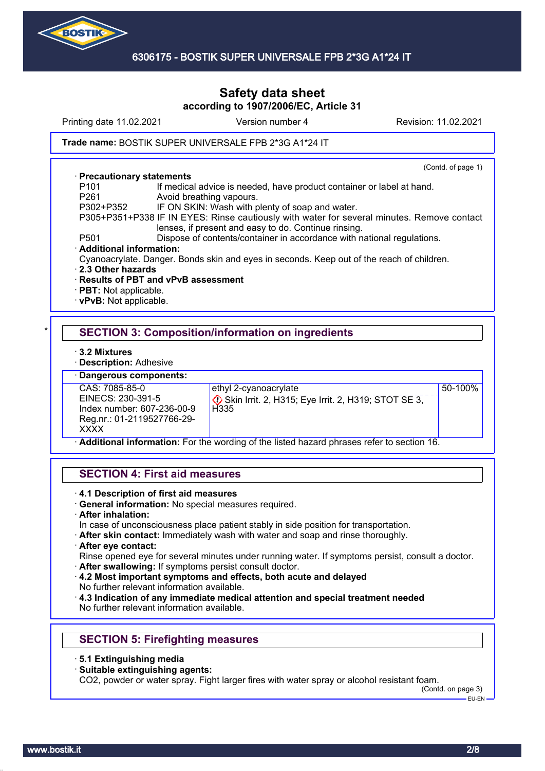Trade name: BOSTIK SUPER UNIVERSALE FPB 2*3G A1*24 IT

(Contd. of page 1)

· **Precautionary statements**

| | |
|---|---|
| P101 | If medical advice is needed, have product container or label at hand. |
| P261 | Avoid breathing vapours. |
| P302+P352 | IF ON SKIN: Wash with plenty of soap and water. |
| P305+P351+P338 | IF IN EYES: Rinse cautiously with water for several minutes. Remove contact lenses, if present and easy to do. Continue rinsing. |
| P501 | Dispose of contents/container in accordance with national regulations. |

· **Additional information:**
Cyanoacrylate. Danger. Bonds skin and eyes in seconds. Keep out of the reach of children.

· **2.3 Other hazards**
· **Results of PBT and vPvB assessment**
· **PBT:** Not applicable.
· **vPvB:** Not applicable.

*

## SECTION 3: Composition/information on ingredients

· **3.2 Mixtures**
· **Description:** Adhesive

· **Dangerous components:**

| | | |
|---|---|---|
| CAS: 7085-85-0<br>EINECS: 230-391-5<br>Index number: 607-236-00-9<br>Reg.nr.: 01-2119527766-29-XXXX | ethyl 2-cyanoacrylate<br>Skin Irrit. 2, H315; Eye Irrit. 2, H319; STOT SE 3, H335 | 50-100% |

· **Additional information:** For the wording of the listed hazard phrases refer to section 16.

## SECTION 4: First aid measures

· **4.1 Description of first aid measures**
· **General information:** No special measures required.
· **After inhalation:**
In case of unconsciousness place patient stably in side position for transportation.
· **After skin contact:** Immediately wash with water and soap and rinse thoroughly.
· **After eye contact:**
Rinse opened eye for several minutes under running water. If symptoms persist, consult a doctor.
· **After swallowing:** If symptoms persist consult doctor.
· **4.2 Most important symptoms and effects, both acute and delayed**
No further relevant information available.
· **4.3 Indication of any immediate medical attention and special treatment needed**
No further relevant information available.

## SECTION 5: Firefighting measures

· **5.1 Extinguishing media**
· **Suitable extinguishing agents:**
$CO_2$, powder or water spray. Fight larger fires with water spray or alcohol resistant foam.

(Contd. on page 3)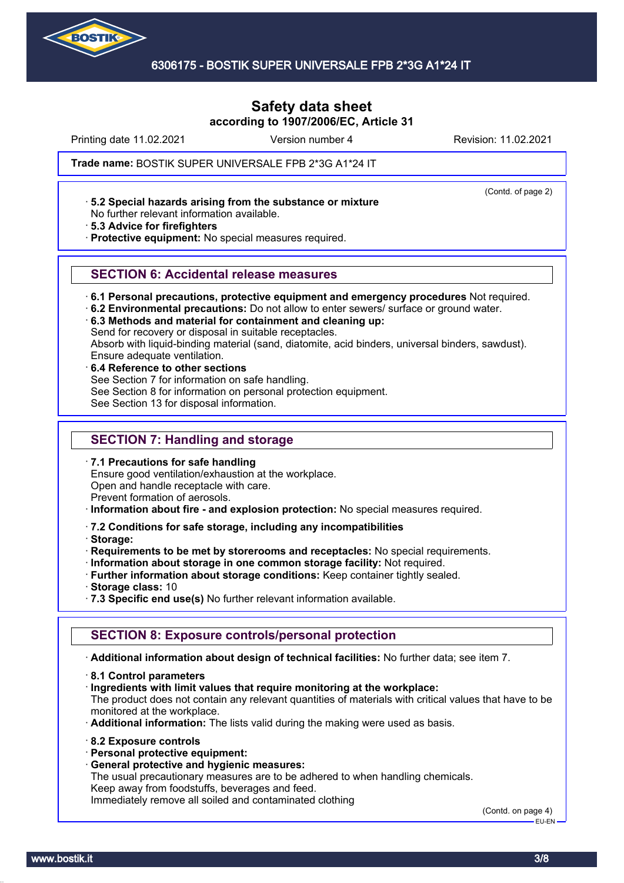Safety data sheet

according to 1907/2006/EC, Article 31

Printing date 11.02.2021 Version number 4 Revision: 11.02.2021

**Trade name:** BOSTIK SUPER UNIVERSALE FPB 2*3G A1*24 IT

(Contd. of page 2)

- **5.2 Special hazards arising from the substance or mixture**
  No further relevant information available.
- **5.3 Advice for firefighters**
- **Protective equipment:** No special measures required.

## SECTION 6: Accidental release measures

- **6.1 Personal precautions, protective equipment and emergency procedures** Not required.
- **6.2 Environmental precautions:** Do not allow to enter sewers/ surface or ground water.
- **6.3 Methods and material for containment and cleaning up:**
  Send for recovery or disposal in suitable receptacles.
  Absorb with liquid-binding material (sand, diatomite, acid binders, universal binders, sawdust).
  Ensure adequate ventilation.
- **6.4 Reference to other sections**
  See Section 7 for information on safe handling.
  See Section 8 for information on personal protection equipment.
  See Section 13 for disposal information.

## SECTION 7: Handling and storage

- **7.1 Precautions for safe handling**
  Ensure good ventilation/exhaustion at the workplace.
  Open and handle receptacle with care.
  Prevent formation of aerosols.
- **Information about fire - and explosion protection:** No special measures required.
- **7.2 Conditions for safe storage, including any incompatibilities**
- **Storage:**
- **Requirements to be met by storerooms and receptacles:** No special requirements.
- **Information about storage in one common storage facility:** Not required.
- **Further information about storage conditions:** Keep container tightly sealed.
- **Storage class:** 10
- **7.3 Specific end use(s)** No further relevant information available.

## SECTION 8: Exposure controls/personal protection

- **Additional information about design of technical facilities:** No further data; see item 7.
- **8.1 Control parameters**
- **Ingredients with limit values that require monitoring at the workplace:**
  The product does not contain any relevant quantities of materials with critical values that have to be monitored at the workplace.
- **Additional information:** The lists valid during the making were used as basis.
- **8.2 Exposure controls**
- **Personal protective equipment:**
- **General protective and hygienic measures:**
  The usual precautionary measures are to be adhered to when handling chemicals.
  Keep away from foodstuffs, beverages and feed.
  Immediately remove all soiled and contaminated clothing

(Contd. on page 4)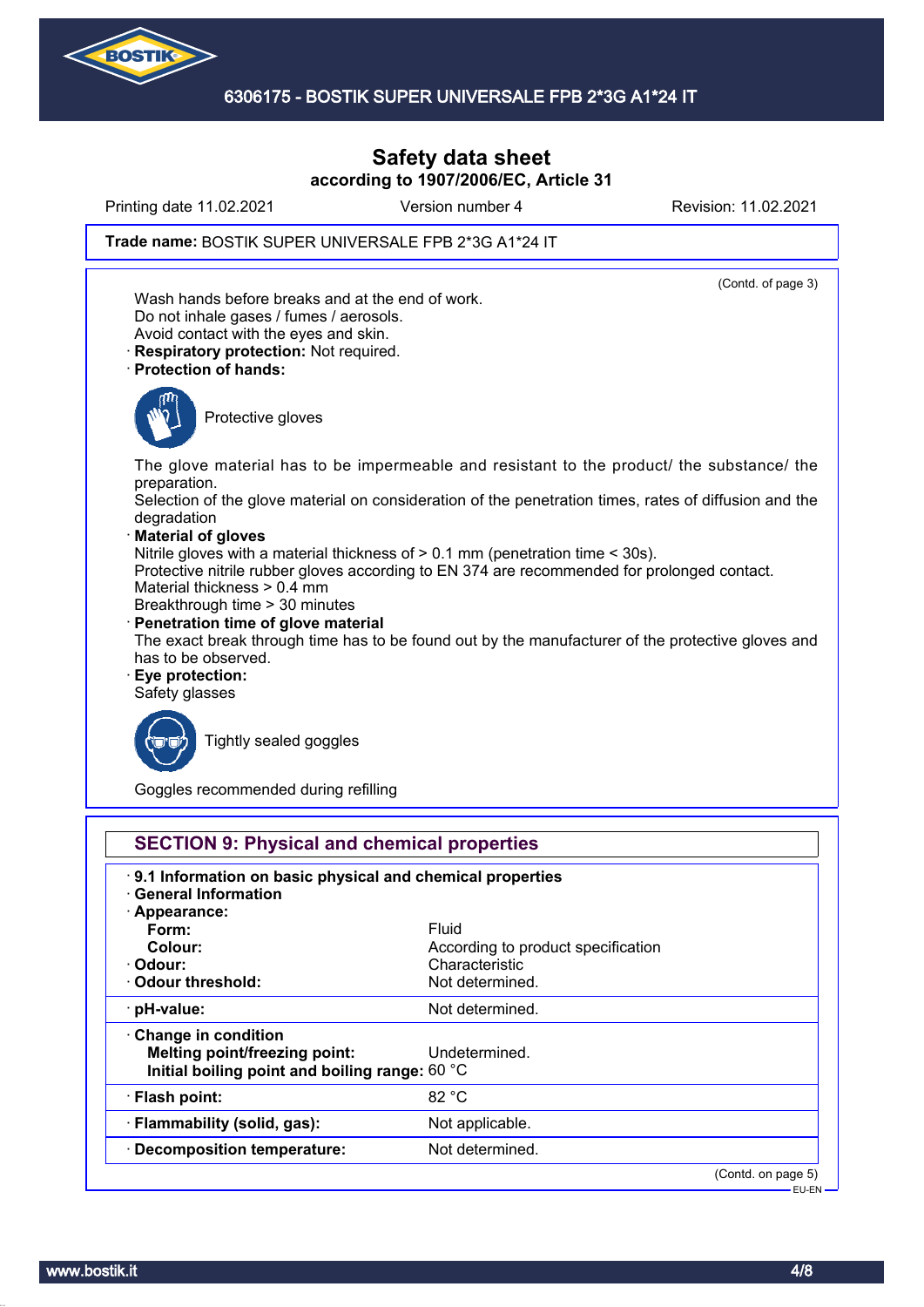# Safety data sheet

**according to 1907/2006/EC, Article 31**

Printing date 11.02.2021 | Version number 4 | Revision: 11.02.2021

**Trade name:** BOSTIK SUPER UNIVERSALE FPB 2*3G A1*24 IT

(Contd. of page 3)

Wash hands before breaks and at the end of work.
Do not inhale gases / fumes / aerosols.
Avoid contact with the eyes and skin.

· **Respiratory protection:** Not required.

· **Protection of hands:**

Protective gloves

The glove material has to be impermeable and resistant to the product/ the substance/ the preparation.
Selection of the glove material on consideration of the penetration times, rates of diffusion and the degradation

· **Material of gloves**

Nitrile gloves with a material thickness of > 0.1 mm (penetration time < 30s).
Protective nitrile rubber gloves according to EN 374 are recommended for prolonged contact.
Material thickness > 0.4 mm
Breakthrough time > 30 minutes

· **Penetration time of glove material**

The exact break through time has to be found out by the manufacturer of the protective gloves and has to be observed.

· **Eye protection:**

Safety glasses

Tightly sealed goggles

Goggles recommended during refilling

## SECTION 9: Physical and chemical properties

· **9.1 Information on basic physical and chemical properties**
· **General Information**
· **Appearance:**

| | |
|---|---|
| **Form:** | Fluid |
| **Colour:** | According to product specification |
| · **Odour:** | Characteristic |
| · **Odour threshold:** | Not determined. |
| · **pH-value:** | Not determined. |
| · **Change in condition** | |
| **Melting point/freezing point:** | Undetermined. |
| **Initial boiling point and boiling range:** | 60 °C |
| · **Flash point:** | 82 °C |
| · **Flammability (solid, gas):** | Not applicable. |
| · **Decomposition temperature:** | Not determined. |

(Contd. on page 5)

EU-EN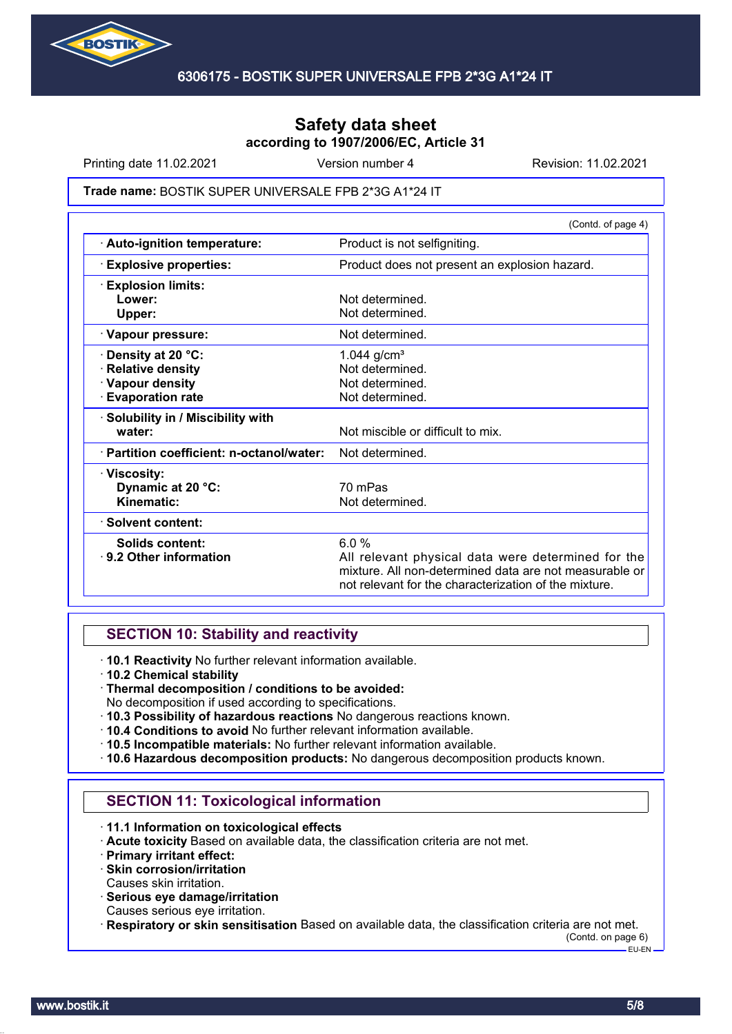# Safety data sheet
## according to 1907/2006/EC, Article 31

Printing date 11.02.2021 | Version number 4 | Revision: 11.02.2021

**Trade name:** BOSTIK SUPER UNIVERSALE FPB 2*3G A1*24 IT

(Contd. of page 4)

| | |
|---|---|
| · **Auto-ignition temperature:** | Product is not selfigniting. |
| · **Explosive properties:** | Product does not present an explosion hazard. |
| · **Explosion limits:** | |
| **Lower:** | Not determined. |
| **Upper:** | Not determined. |
| · **Vapour pressure:** | Not determined. |
| · **Density at 20 °C:** | 1.044 g/cm³ |
| · **Relative density** | Not determined. |
| · **Vapour density** | Not determined. |
| · **Evaporation rate** | Not determined. |
| · **Solubility in / Miscibility with water:** | Not miscible or difficult to mix. |
| · **Partition coefficient: n-octanol/water:** | Not determined. |
| · **Viscosity:** | |
| **Dynamic at 20 °C:** | 70 mPas |
| **Kinematic:** | Not determined. |
| · **Solvent content:** | |
| **Solids content:** | 6.0 % |
| · **9.2 Other information** | All relevant physical data were determined for the mixture. All non-determined data are not measurable or not relevant for the characterization of the mixture. |

## SECTION 10: Stability and reactivity

· **10.1 Reactivity** No further relevant information available.
· **10.2 Chemical stability**
· **Thermal decomposition / conditions to be avoided:**
No decomposition if used according to specifications.
· **10.3 Possibility of hazardous reactions** No dangerous reactions known.
· **10.4 Conditions to avoid** No further relevant information available.
· **10.5 Incompatible materials:** No further relevant information available.
· **10.6 Hazardous decomposition products:** No dangerous decomposition products known.

## SECTION 11: Toxicological information

· **11.1 Information on toxicological effects**
· **Acute toxicity** Based on available data, the classification criteria are not met.
· **Primary irritant effect:**
· **Skin corrosion/irritation**
Causes skin irritation.
· **Serious eye damage/irritation**
Causes serious eye irritation.
· **Respiratory or skin sensitisation** Based on available data, the classification criteria are not met.

(Contd. on page 6)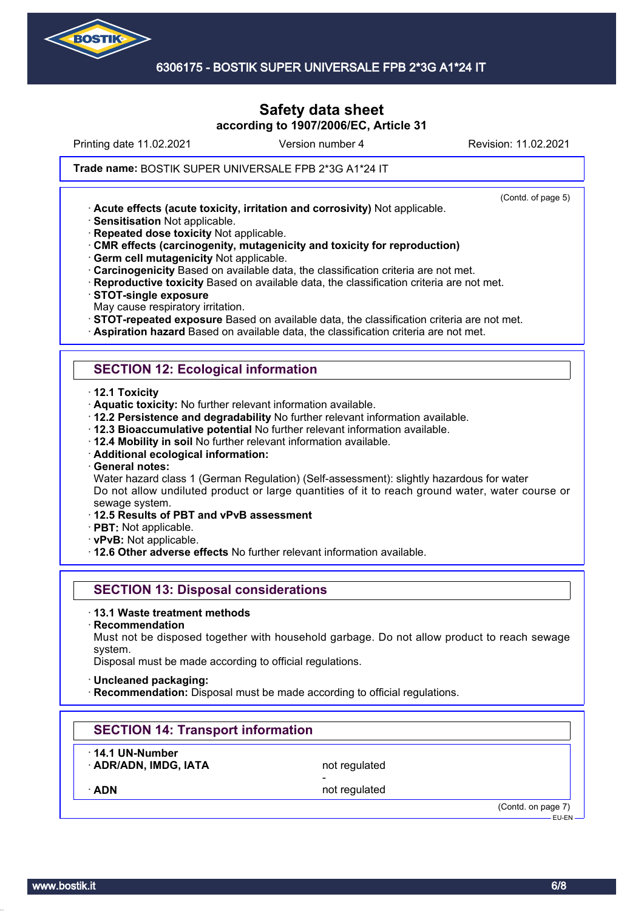# Safety data sheet
according to 1907/2006/EC, Article 31

Printing date 11.02.2021 Version number 4 Revision: 11.02.2021

**Trade name:** BOSTIK SUPER UNIVERSALE FPB 2*3G A1*24 IT

(Contd. of page 5)

· **Acute effects (acute toxicity, irritation and corrosivity)** Not applicable.
· **Sensitisation** Not applicable.
· **Repeated dose toxicity** Not applicable.
· **CMR effects (carcinogenity, mutagenicity and toxicity for reproduction)**
· **Germ cell mutagenicity** Not applicable.
· **Carcinogenicity** Based on available data, the classification criteria are not met.
· **Reproductive toxicity** Based on available data, the classification criteria are not met.
· **STOT-single exposure**
May cause respiratory irritation.
· **STOT-repeated exposure** Based on available data, the classification criteria are not met.
· **Aspiration hazard** Based on available data, the classification criteria are not met.

## SECTION 12: Ecological information

· **12.1 Toxicity**
· **Aquatic toxicity:** No further relevant information available.
· **12.2 Persistence and degradability** No further relevant information available.
· **12.3 Bioaccumulative potential** No further relevant information available.
· **12.4 Mobility in soil** No further relevant information available.
· **Additional ecological information:**
· **General notes:**
Water hazard class 1 (German Regulation) (Self-assessment): slightly hazardous for water
Do not allow undiluted product or large quantities of it to reach ground water, water course or sewage system.
· **12.5 Results of PBT and vPvB assessment**
· **PBT:** Not applicable.
· **vPvB:** Not applicable.
· **12.6 Other adverse effects** No further relevant information available.

## SECTION 13: Disposal considerations

· **13.1 Waste treatment methods**
· **Recommendation**
Must not be disposed together with household garbage. Do not allow product to reach sewage system.
Disposal must be made according to official regulations.

· **Uncleaned packaging:**
· **Recommendation:** Disposal must be made according to official regulations.

## SECTION 14: Transport information

| | |
|---|---|
| · **14.1 UN-Number** | |
| · **ADR/ADN, IMDG, IATA** | not regulated |
| | - |
| · **ADN** | not regulated |

(Contd. on page 7)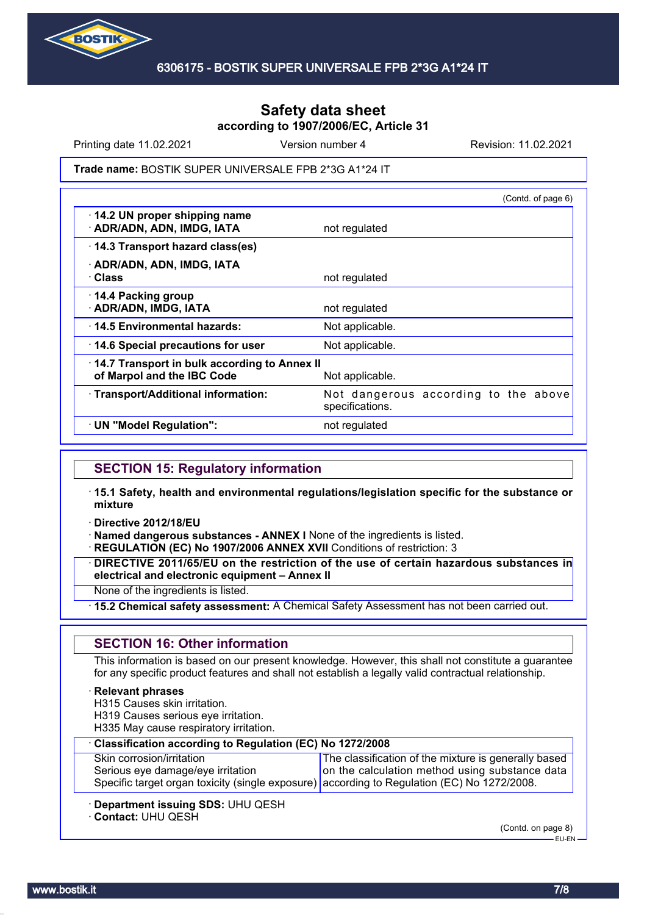# Safety data sheet

**according to 1907/2006/EC, Article 31**

Printing date 11.02.2021 | Version number 4 | Revision: 11.02.2021

**Trade name:** BOSTIK SUPER UNIVERSALE FPB 2*3G A1*24 IT

(Contd. of page 6)

| | |
|---|---|
| · **14.2 UN proper shipping name** <br> · **ADR/ADN, ADN, IMDG, IATA** | not regulated |
| · **14.3 Transport hazard class(es)** <br> · **ADR/ADN, ADN, IMDG, IATA** <br> · **Class** | not regulated |
| · **14.4 Packing group** <br> · **ADR/ADN, IMDG, IATA** | not regulated |
| · **14.5 Environmental hazards:** | Not applicable. |
| · **14.6 Special precautions for user** | Not applicable. |
| · **14.7 Transport in bulk according to Annex II of Marpol and the IBC Code** | Not applicable. |
| · **Transport/Additional information:** | Not dangerous according to the above specifications. |
| · **UN "Model Regulation":** | not regulated |

## SECTION 15: Regulatory information

· **15.1 Safety, health and environmental regulations/legislation specific for the substance or mixture**

· **Directive 2012/18/EU**
· **Named dangerous substances - ANNEX I** None of the ingredients is listed.
· **REGULATION (EC) No 1907/2006 ANNEX XVII** Conditions of restriction: 3

· **DIRECTIVE 2011/65/EU on the restriction of the use of certain hazardous substances in electrical and electronic equipment – Annex II**

None of the ingredients is listed.

· **15.2 Chemical safety assessment:** A Chemical Safety Assessment has not been carried out.

## SECTION 16: Other information

This information is based on our present knowledge. However, this shall not constitute a guarantee for any specific product features and shall not establish a legally valid contractual relationship.

· **Relevant phrases**
H315 Causes skin irritation.
H319 Causes serious eye irritation.
H335 May cause respiratory irritation.

| · **Classification according to Regulation (EC) No 1272/2008** | |
|---|---|
| Skin corrosion/irritation <br> Serious eye damage/eye irritation <br> Specific target organ toxicity (single exposure) | The classification of the mixture is generally based on the calculation method using substance data according to Regulation (EC) No 1272/2008. |

· **Department issuing SDS:** UHU QESH
· **Contact:** UHU QESH

(Contd. on page 8)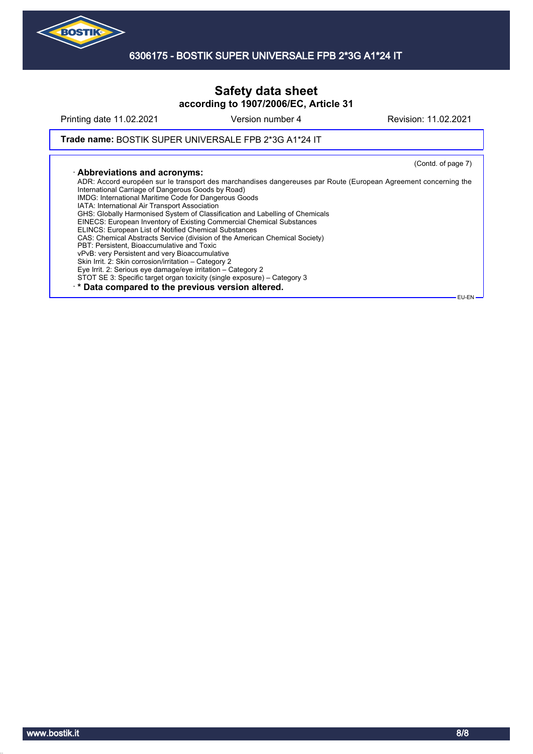# Safety data sheet
**according to 1907/2006/EC, Article 31**

Printing date 11.02.2021 Version number 4 Revision: 11.02.2021

**Trade name:** BOSTIK SUPER UNIVERSALE FPB 2*3G A1*24 IT

(Contd. of page 7)

· **Abbreviations and acronyms:**

ADR: Accord européen sur le transport des marchandises dangereuses par Route (European Agreement concerning the International Carriage of Dangerous Goods by Road)
IMDG: International Maritime Code for Dangerous Goods
IATA: International Air Transport Association
GHS: Globally Harmonised System of Classification and Labelling of Chemicals
EINECS: European Inventory of Existing Commercial Chemical Substances
ELINCS: European List of Notified Chemical Substances
CAS: Chemical Abstracts Service (division of the American Chemical Society)
PBT: Persistent, Bioaccumulative and Toxic
vPvB: very Persistent and very Bioaccumulative
Skin Irrit. 2: Skin corrosion/irritation – Category 2
Eye Irrit. 2: Serious eye damage/eye irritation – Category 2
STOT SE 3: Specific target organ toxicity (single exposure) – Category 3

· **\* Data compared to the previous version altered.**

EU-EN